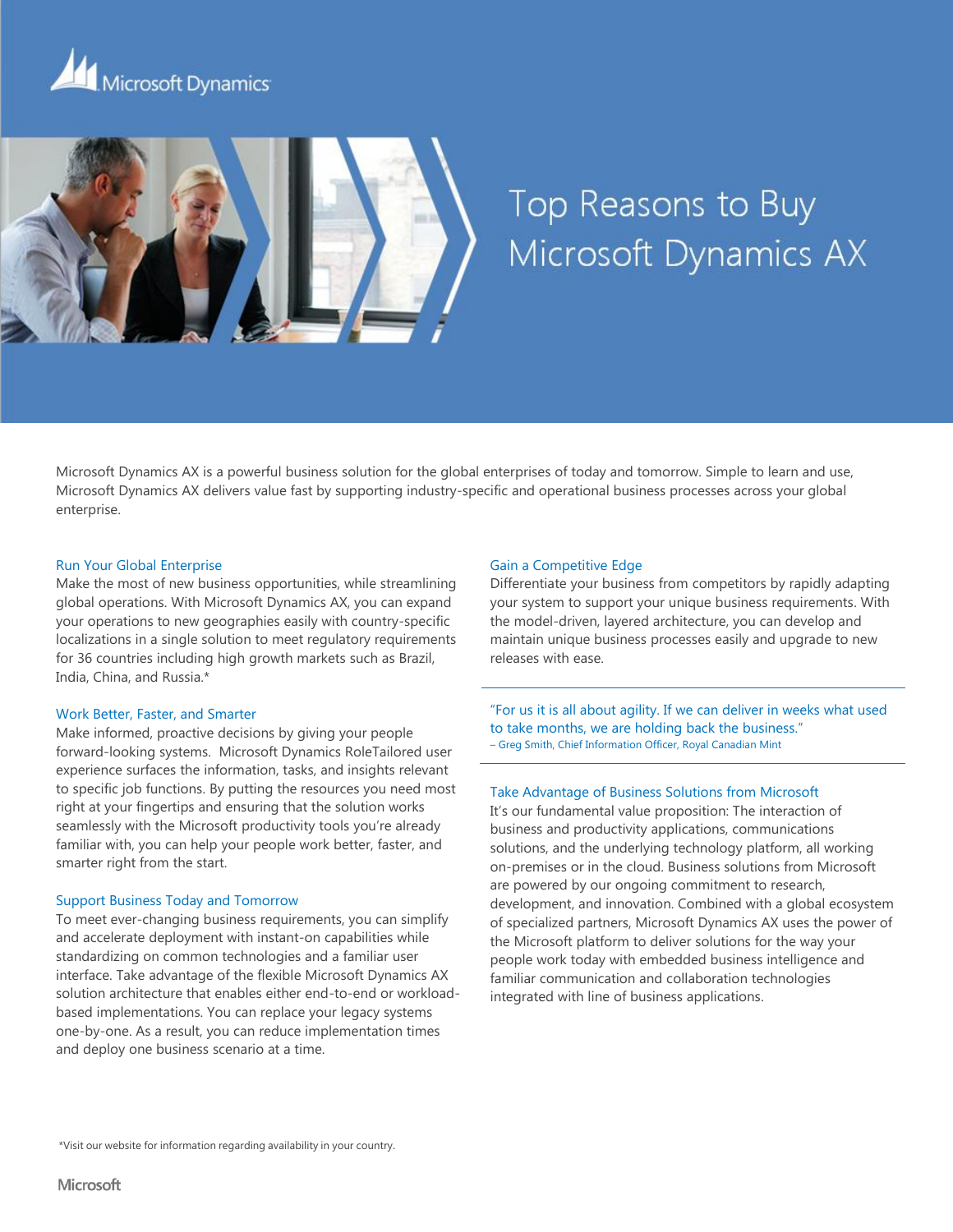# Top Reasons to Buy Microsoft Dynamics AX

Microsoft Dynamics AX is a powerful business solution for the global enterprises of today and tomorrow. Simple to learn and use, Microsoft Dynamics AX delivers value fast by supporting industry-specific and operational business processes across your global enterprise.

## Run Your Global Enterprise

Make the most of new business opportunities, while streamlining global operations. With Microsoft Dynamics AX, you can expand your operations to new geographies easily with country-specific localizations in a single solution to meet regulatory requirements for 36 countries including high growth markets such as Brazil, India, China, and Russia.*

## Work Better, Faster, and Smarter

Make informed, proactive decisions by giving your people forward-looking systems. Microsoft Dynamics RoleTailored user experience surfaces the information, tasks, and insights relevant to specific job functions. By putting the resources you need most right at your fingertips and ensuring that the solution works seamlessly with the Microsoft productivity tools you're already familiar with, you can help your people work better, faster, and smarter right from the start.

## Support Business Today and Tomorrow

To meet ever-changing business requirements, you can simplify and accelerate deployment with instant-on capabilities while standardizing on common technologies and a familiar user interface. Take advantage of the flexible Microsoft Dynamics AX solution architecture that enables either end-to-end or workload-based implementations. You can replace your legacy systems one-by-one. As a result, you can reduce implementation times and deploy one business scenario at a time.

## Gain a Competitive Edge

Differentiate your business from competitors by rapidly adapting your system to support your unique business requirements. With the model-driven, layered architecture, you can develop and maintain unique business processes easily and upgrade to new releases with ease.

> "For us it is all about agility. If we can deliver in weeks what used to take months, we are holding back the business."
> – Greg Smith, Chief Information Officer, Royal Canadian Mint

## Take Advantage of Business Solutions from Microsoft

It's our fundamental value proposition: The interaction of business and productivity applications, communications solutions, and the underlying technology platform, all working on-premises or in the cloud. Business solutions from Microsoft are powered by our ongoing commitment to research, development, and innovation. Combined with a global ecosystem of specialized partners, Microsoft Dynamics AX uses the power of the Microsoft platform to deliver solutions for the way your people work today with embedded business intelligence and familiar communication and collaboration technologies integrated with line of business applications.

*Visit our website for information regarding availability in your country.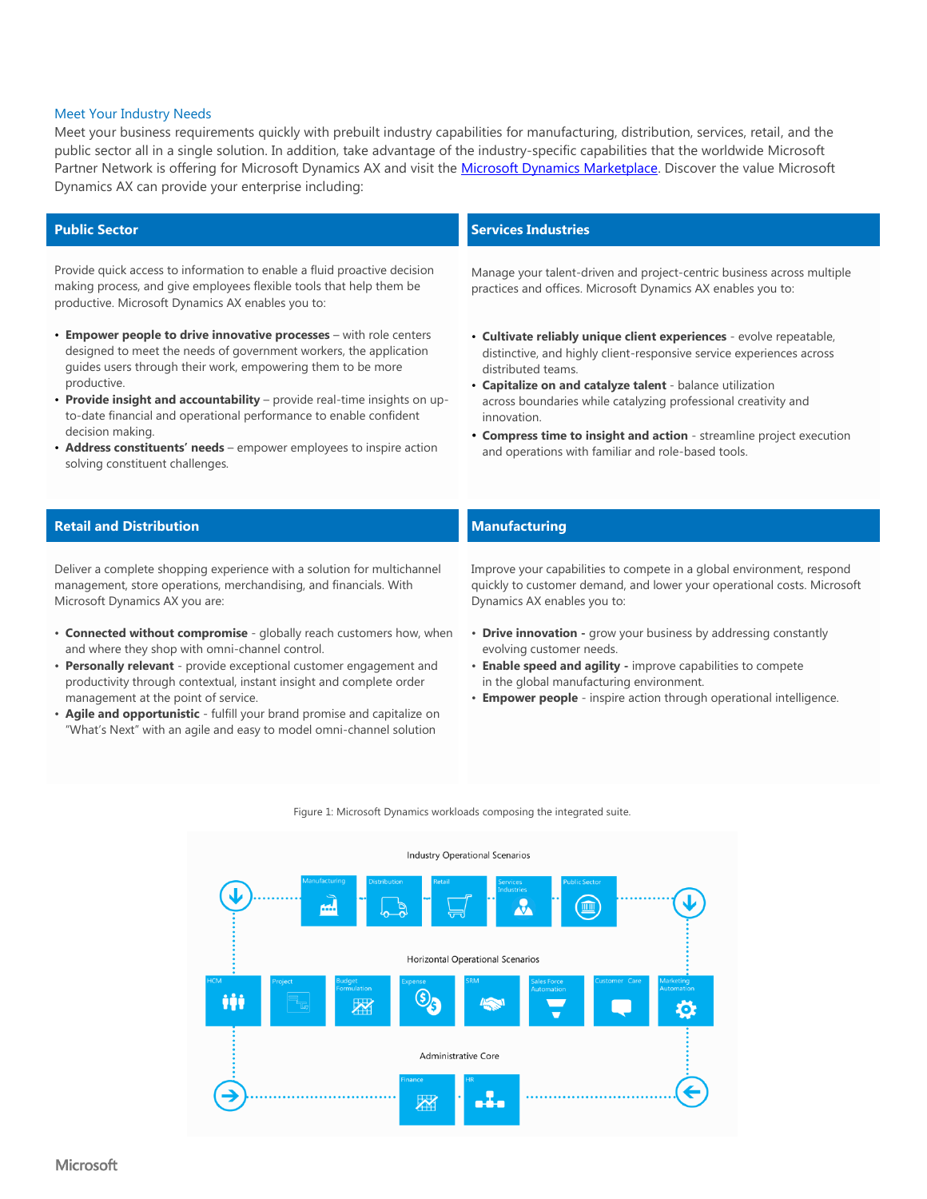## Meet Your Industry Needs

Meet your business requirements quickly with prebuilt industry capabilities for manufacturing, distribution, services, retail, and the public sector all in a single solution. In addition, take advantage of the industry-specific capabilities that the worldwide Microsoft Partner Network is offering for Microsoft Dynamics AX and visit the Microsoft Dynamics Marketplace. Discover the value Microsoft Dynamics AX can provide your enterprise including:

### Public Sector

Provide quick access to information to enable a fluid proactive decision making process, and give employees flexible tools that help them be productive. Microsoft Dynamics AX enables you to:

- **Empower people to drive innovative processes** – with role centers designed to meet the needs of government workers, the application guides users through their work, empowering them to be more productive.
- **Provide insight and accountability** – provide real-time insights on up-to-date financial and operational performance to enable confident decision making.
- **Address constituents' needs** – empower employees to inspire action solving constituent challenges.

### Services Industries

Manage your talent-driven and project-centric business across multiple practices and offices. Microsoft Dynamics AX enables you to:

- **Cultivate reliably unique client experiences** - evolve repeatable, distinctive, and highly client-responsive service experiences across distributed teams.
- **Capitalize on and catalyze talent** - balance utilization across boundaries while catalyzing professional creativity and innovation.
- **Compress time to insight and action** - streamline project execution and operations with familiar and role-based tools.

### Retail and Distribution

Deliver a complete shopping experience with a solution for multichannel management, store operations, merchandising, and financials. With Microsoft Dynamics AX you are:

- **Connected without compromise** - globally reach customers how, when and where they shop with omni-channel control.
- **Personally relevant** - provide exceptional customer engagement and productivity through contextual, instant insight and complete order management at the point of service.
- **Agile and opportunistic** - fulfill your brand promise and capitalize on "What's Next" with an agile and easy to model omni-channel solution

### Manufacturing

Improve your capabilities to compete in a global environment, respond quickly to customer demand, and lower your operational costs. Microsoft Dynamics AX enables you to:

- **Drive innovation -** grow your business by addressing constantly evolving customer needs.
- **Enable speed and agility -** improve capabilities to compete in the global manufacturing environment.
- **Empower people** - inspire action through operational intelligence.

Figure 1: Microsoft Dynamics workloads composing the integrated suite.

Industry Operational Scenarios

Manufacturing
Distribution
Retail
Services Industries
Public Sector

Horizontal Operational Scenarios

HCM
Project
Budget Formulation
Expense
SRM
Sales Force Automation
Customer Care
Marketing Automation

Administrative Core

Finance
HR